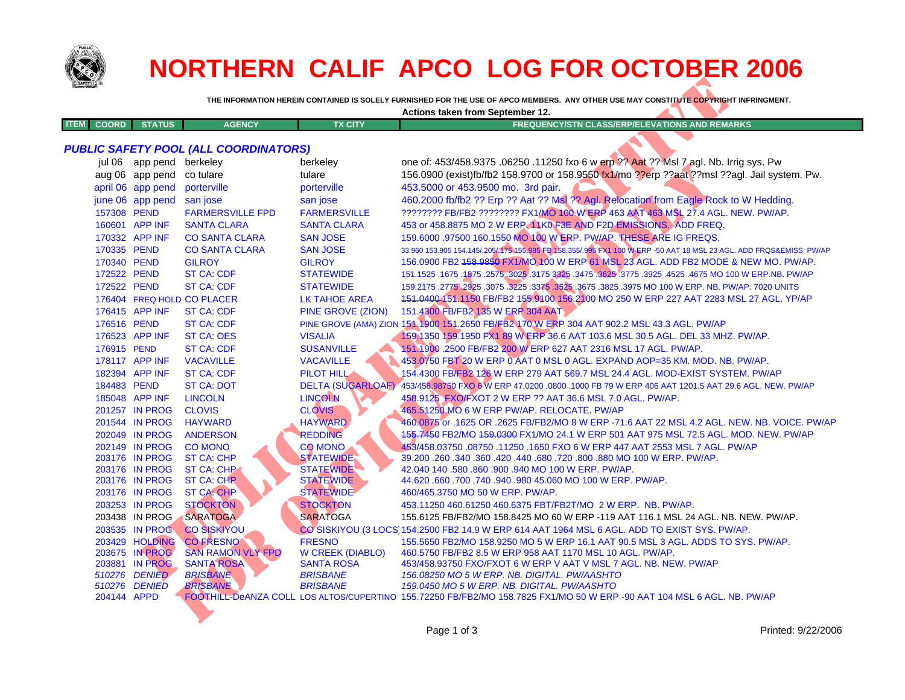# NORTHERN CALIF APCO LOG FOR OCTOBER 2006

**THE INFORMATION HEREIN CONTAINED IS SOLELY FURNISHED FOR THE USE OF APCO MEMBERS. ANY OTHER USE MAY CONSTITUTE COPYRIGHT INFRINGMENT.**

**Actions taken from September 12.**

| ITEM | COORD | STATUS | AGENCY | TX CITY | FREQUENCY/STN CLASS/ERP/ELEVATIONS AND REMARKS |
|---|---|---|---|---|---|

## *PUBLIC SAFETY POOL (ALL COORDINATORS)*

| ITEM | COORD | STATUS | AGENCY | TX CITY | FREQUENCY/STN CLASS/ERP/ELEVATIONS AND REMARKS |
|---|---|---|---|---|---|
| | jul 06 | app pend | berkeley | berkeley | one of: 453/458.9375 .06250 .11250 fxo 6 w erp ?? Aat ?? Msl 7 agl. Nb. Irrig sys. Pw |
| | aug 06 | app pend | co tulare | tulare | 156.0900 (exist)fb/fb2 158.9700 or 158.9550 fx1/mo ??erp ??aat ??msl ??agl. Jail system. Pw. |
| | april 06 | app pend | porterville | porterville | 453.5000 or 453.9500 mo. 3rd pair. |
| | june 06 | app pend | san jose | san jose | 460.2000 fb/fb2 ?? Erp ?? Aat ?? Msl ?? Agl. Relocation from Eagle Rock to W Hedding. |
| | 157308 | PEND | FARMERSVILLE FPD | FARMERSVILLE | ???????? FB/FB2 ???????? FX1/MO 100 W ERP 463 AAT 463 MSL 27.4 AGL. NEW. PW/AP. |
| | 160601 | APP INF | SANTA CLARA | SANTA CLARA | 453 or 458.8875 MO 2 W ERP. 11K0 F3E AND F2D EMISSIONS. ADD FREQ. |
| | 170332 | APP INF | CO SANTA CLARA | SAN JOSE | 159.6000 .97500 160.1550 MO 100 W ERP. PW/AP. THESE ARE IG FREQS. |
| | 170335 | PEND | CO SANTA CLARA | SAN JOSE | 33.960 153.905 154.145/.205/.175 155.985 FB 158.355/.995 FX1 100 W ERP -50 AAT 18 MSL 23 AGL. ADD FRQS&EMISS. PW/AP |
| | 170340 | PEND | GILROY | GILROY | 156.0900 FB2 ~~158.9850~~ FX1/MO 100 W ERP 61 MSL 23 AGL. ADD FB2 MODE & NEW MO. PW/AP. |
| | 172522 | PEND | ST CA: CDF | STATEWIDE | 151.1525 .1675 .1875 .2575 .3025 .3175 3325 .3475 .3625 .3775 .3925 .4525 .4675 MO 100 W ERP.NB. PW/AP |
| | 172522 | PEND | ST CA: CDF | STATEWIDE | 159.2175 .2775 .2925 .3075 .3225 .3375 .3525 .3675 .3825 .3975 MO 100 W ERP. NB. PW/AP. 7020 UNITS |
| | 176404 | FREQ HOLD | CO PLACER | LK TAHOE AREA | ~~151.0400~~ ~~151.1150~~ FB/FB2 155.9100 156.2100 MO 250 W ERP 227 AAT 2283 MSL 27 AGL. YP/AP |
| | 176415 | APP INF | ST CA: CDF | PINE GROVE (ZION) | 151.4300 FB/FB2 135 W ERP 304 AAT |
| | 176516 | PEND | ST CA: CDF | PINE GROVE (AMA) ZION | 151.1900 151.2650 FB/FB2 170 W ERP 304 AAT 902.2 MSL 43.3 AGL. PW/AP |
| | 176523 | APP INF | ST CA: OES | VISALIA | 159.1350 159.1950 FX1 89 W ERP 36.6 AAT 103.6 MSL 30.5 AGL. DEL 33 MHZ. PW/AP. |
| | 176915 | PEND | ST CA: CDF | SUSANVILLE | 151.1900 .2500 FB/FB2 200 W ERP 627 AAT 2316 MSL 17 AGL. PW/AP. |
| | 178117 | APP INF | VACAVILLE | VACAVILLE | 453.0750 FBT 20 W ERP 0 AAT 0 MSL 0 AGL. EXPAND AOP=35 KM. MOD. NB. PW/AP. |
| | 182394 | APP INF | ST CA: CDF | PILOT HILL | 154.4300 FB/FB2 126 W ERP 279 AAT 569.7 MSL 24.4 AGL. MOD-EXIST SYSTEM. PW/AP |
| | 184483 | PEND | ST CA: DOT | DELTA (SUGARLOAF) | 453/458.98750 FXO 6 W ERP 47.0200 .0800 .1000 FB 79 W ERP 406 AAT 1201.5 AAT 29.6 AGL. NEW. PW/AP |
| | 185048 | APP INF | LINCOLN | LINCOLN | 458.9125 FXO/FXOT 2 W ERP ?? AAT 36.6 MSL 7.0 AGL. PW/AP. |
| | 201257 | IN PROG | CLOVIS | CLOVIS | 465.51250 MO 6 W ERP PW/AP. RELOCATE. PW/AP |
| | 201544 | IN PROG | HAYWARD | HAYWARD | 460.0875 or .1625 OR .2625 FB/FB2/MO 8 W ERP -71.6 AAT 22 MSL 4.2 AGL. NEW. NB. VOICE. PW/AP |
| | 202049 | IN PROG | ANDERSON | REDDING | ~~155.7450~~ FB2/MO ~~159.0300~~ FX1/MO 24.1 W ERP 501 AAT 975 MSL 72.5 AGL. MOD. NEW. PW/AP |
| | 202149 | IN PROG | CO MONO | CO MONO | 453/458.03750 .08750 .11250 .1650 FXO 6 W ERP 447 AAT 2553 MSL 7 AGL. PW/AP |
| | 203176 | IN PROG | ST CA: CHP | STATEWIDE | 39.200 .260 .340 .360 .420 .440 .680 .720 .800 .880 MO 100 W ERP. PW/AP. |
| | 203176 | IN PROG | ST CA: CHP | STATEWIDE | 42.040 140 .580 .860 .900 .940 MO 100 W ERP. PW/AP. |
| | 203176 | IN PROG | ST CA: CHP | STATEWIDE | 44.620 .660 .700 .740 .940 .980 45.060 MO 100 W ERP. PW/AP. |
| | 203176 | IN PROG | ST CA: CHP | STATEWIDE | 460/465.3750 MO 50 W ERP. PW/AP. |
| | 203253 | IN PROG | STOCKTON | STOCKTON | 453.11250 460.61250 460.6375 FBT/FB2T/MO 2 W ERP. NB. PW/AP. |
| | 203438 | IN PROG | SARATOGA | SARATOGA | 155.6125 FB/FB2/MO 158.8425 MO 60 W ERP -119 AAT 116.1 MSL 24 AGL. NB. NEW. PW/AP. |
| | 203535 | IN PROG | CO SISKIYOU | CO SISKIYOU (3 LOCS) | 154.2500 FB2 14.9 W ERP 614 AAT 1964 MSL 6 AGL. ADD TO EXIST SYS. PW/AP. |
| | 203429 | HOLDING | CO FRESNO | FRESNO | 155.5650 FB2/MO 158.9250 MO 5 W ERP 16.1 AAT 90.5 MSL 3 AGL. ADDS TO SYS. PW/AP. |
| | 203675 | IN PROG | SAN RAMON VLY FPD | W CREEK (DIABLO) | 460.5750 FB/FB2 8.5 W ERP 958 AAT 1170 MSL 10 AGL. PW/AP. |
| | 203881 | IN PROG | SANTA ROSA | SANTA ROSA | 453/458.93750 FXO/FXOT 6 W ERP V AAT V MSL 7 AGL. NB. NEW. PW/AP |
| | *510276* | *DENIED* | *BRISBANE* | *BRISBANE* | *156.08250 MO 5 W ERP. NB. DIGITAL. PW/AASHTO* |
| | *510276* | *DENIED* | *BRISBANE* | *BRISBANE* | *159.0450 MO 5 W ERP. NB. DIGITAL. PW/AASHTO* |
| | 204144 | APPD | FOOTHILL-DeANZA COLL | LOS ALTOS/CUPERTINO | 155.72250 FB/FB2/MO 158.7825 FX1/MO 50 W ERP -90 AAT 104 MSL 6 AGL. NB. PW/AP |

Printed: 9/22/2006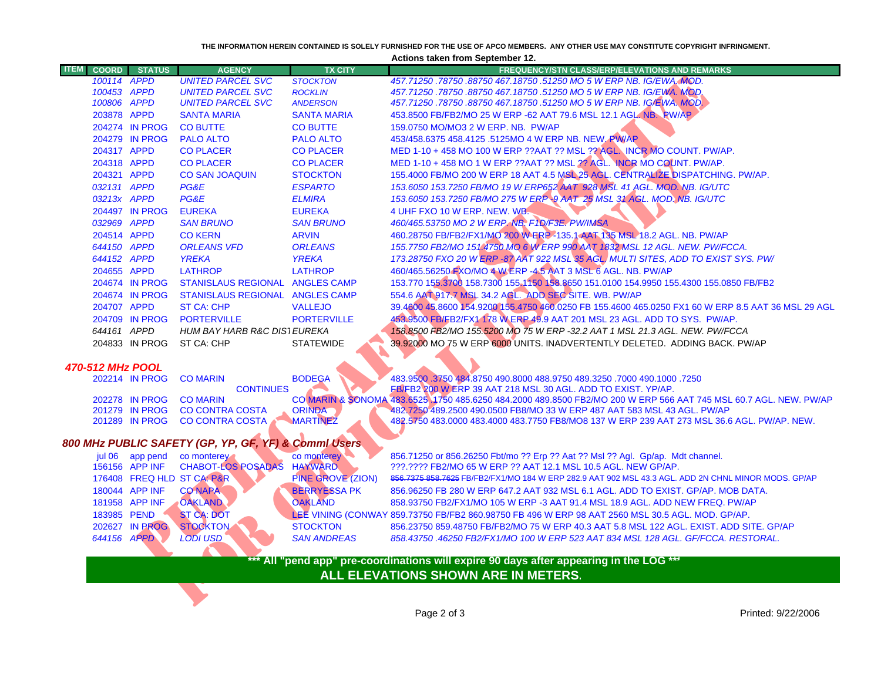THE INFORMATION HEREIN CONTAINED IS SOLELY FURNISHED FOR THE USE OF APCO MEMBERS. ANY OTHER USE MAY CONSTITUTE COPYRIGHT INFRINGMENT.

**Actions taken from September 12.**

| ITEM | COORD | STATUS | AGENCY | TX CITY | FREQUENCY/STN CLASS/ERP/ELEVATIONS AND REMARKS |
|---|---|---|---|---|---|
| | *100114* | *APPD* | *UNITED PARCEL SVC* | *STOCKTON* | *457.71250 .78750 .88750 467.18750 .51250 MO 5 W ERP NB. IG/EWA. MOD.* |
| | *100453* | *APPD* | *UNITED PARCEL SVC* | *ROCKLIN* | *457.71250 .78750 .88750 467.18750 .51250 MO 5 W ERP NB. IG/EWA. MOD.* |
| | *100806* | *APPD* | *UNITED PARCEL SVC* | *ANDERSON* | *457.71250 .78750 .88750 467.18750 .51250 MO 5 W ERP NB. IG/EWA. MOD.* |
| | 203878 | APPD | SANTA MARIA | SANTA MARIA | 453.8500 FB/FB2/MO 25 W ERP -62 AAT 79.6 MSL 12.1 AGL. NB. PW/AP |
| | 204274 | IN PROG | CO BUTTE | CO BUTTE | 159.0750 MO/MO3 2 W ERP. NB. PW/AP |
| | 204279 | IN PROG | PALO ALTO | PALO ALTO | 453/458.6375 458.4125 .5125MO 4 W ERP NB. NEW. PW/AP |
| | 204317 | APPD | CO PLACER | CO PLACER | MED 1-10 + 458 MO 100 W ERP ??AAT ?? MSL ?? AGL. INCR MO COUNT. PW/AP. |
| | 204318 | APPD | CO PLACER | CO PLACER | MED 1-10 + 458 MO 1 W ERP ??AAT ?? MSL ?? AGL. INCR MO COUNT. PW/AP. |
| | 204321 | APPD | CO SAN JOAQUIN | STOCKTON | 155.4000 FB/MO 200 W ERP 18 AAT 4.5 MSL 25 AGL. CENTRALIZE DISPATCHING. PW/AP. |
| | *032131* | *APPD* | *PG&E* | *ESPARTO* | *153.6050 153.7250 FB/MO 19 W ERP652 AAT 928 MSL 41 AGL. MOD. NB. IG/UTC* |
| | *03213x* | *APPD* | *PG&E* | *ELMIRA* | *153.6050 153.7250 FB/MO 275 W ERP -9 AAT 25 MSL 31 AGL. MOD. NB. IG/UTC* |
| | 204497 | IN PROG | EUREKA | EUREKA | 4 UHF FXO 10 W ERP. NEW. WB. |
| | *032969* | *APPD* | *SAN BRUNO* | *SAN BRUNO* | *460/465.53750 MO 2 W ERP. NB. F1D/F3E. PW/IMSA* |
| | 204514 | APPD | CO KERN | ARVIN | 460.28750 FB/FB2/FX1/MO 200 W ERP -135.1 AAT 135 MSL 18.2 AGL. NB. PW/AP |
| | *644150* | *APPD* | *ORLEANS VFD* | *ORLEANS* | *155.7750 FB2/MO 151.4750 MO 6 W ERP 990 AAT 1832 MSL 12 AGL. NEW. PW/FCCA.* |
| | *644152* | *APPD* | *YREKA* | *YREKA* | *173.28750 FXO 20 W ERP -87 AAT 922 MSL 35 AGL. MULTI SITES, ADD TO EXIST SYS. PW/* |
| | 204655 | APPD | LATHROP | LATHROP | 460/465.56250 FXO/MO 4 W ERP -4.5 AAT 3 MSL 6 AGL. NB. PW/AP |
| | 204674 | IN PROG | STANISLAUS REGIONAL | ANGLES CAMP | 153.770 155.3700 158.7300 155.1150 158.8650 151.0100 154.9950 155.4300 155.0850 FB/FB2 |
| | 204674 | IN PROG | STANISLAUS REGIONAL | ANGLES CAMP | 554.6 AAT 917.7 MSL 34.2 AGL. ADD SEC SITE. WB. PW/AP |
| | 204707 | APPD | ST CA: CHP | VALLEJO | 39.4600 45.8600 154.9200 155.4750 460.0250 FB 155.4600 465.0250 FX1 60 W ERP 8.5 AAT 36 MSL 29 AGL |
| | 204709 | IN PROG | PORTERVILLE | PORTERVILLE | 453.9500 FB/FB2/FX1 178 W ERP 49.9 AAT 201 MSL 23 AGL. ADD TO SYS. PW/AP. |
| | *644161* | *APPD* | *HUM BAY HARB R&C DIST* | *EUREKA* | *158.8500 FB2/MO 155.5200 MO 75 W ERP -32.2 AAT 1 MSL 21.3 AGL. NEW. PW/FCCA* |
| | 204833 | IN PROG | ST CA: CHP | STATEWIDE | 39.92000 MO 75 W ERP 6000 UNITS. INADVERTENTLY DELETED. ADDING BACK. PW/AP |

### 470-512 MHz POOL

| COORD | STATUS | AGENCY | TX CITY | FREQUENCY/STN CLASS/ERP/ELEVATIONS AND REMARKS |
|---|---|---|---|---|
| 202214 | IN PROG | CO MARIN | BODEGA | 483.9500 .3750 484.8750 490.8000 488.9750 489.3250 .7000 490.1000 .7250 |
| | | CONTINUES | | FB/FB2 200 W ERP 39 AAT 218 MSL 30 AGL. ADD TO EXIST. YP/AP. |
| 202278 | IN PROG | CO MARIN | CO MARIN & SONOMA | 483.6525 .1750 485.6250 484.2000 489.8500 FB2/MO 200 W ERP 566 AAT 745 MSL 60.7 AGL. NEW. PW/AP |
| 201279 | IN PROG | CO CONTRA COSTA | ORINDA | 482.7250 489.2500 490.0500 FB8/MO 33 W ERP 487 AAT 583 MSL 43 AGL. PW/AP |
| 201289 | IN PROG | CO CONTRA COSTA | MARTINEZ | 482.5750 483.0000 483.4000 483.7750 FB8/MO8 137 W ERP 239 AAT 273 MSL 36.6 AGL. PW/AP. NEW. |

### 800 MHz PUBLIC SAFETY (GP, YP, GF, YF) & Comml Users

| COORD | STATUS | AGENCY | TX CITY | FREQUENCY/STN CLASS/ERP/ELEVATIONS AND REMARKS |
|---|---|---|---|---|
| jul 06 | app pend | co monterey | co monterey | 856.71250 or 856.26250 Fbt/mo ?? Erp ?? Aat ?? Msl ?? Agl. Gp/ap. Mdt channel. |
| 156156 | APP INF | CHABOT-LOS POSADAS | HAYWARD | ???.???? FB2/MO 65 W ERP ?? AAT 12.1 MSL 10.5 AGL. NEW GP/AP. |
| 176408 | FREQ HLD | ST CA: P&R | PINE GROVE (ZION) | ~~856.7375 858.7625~~ FB/FB2/FX1/MO 184 W ERP 282.9 AAT 902 MSL 43.3 AGL. ADD 2N CHNL MINOR MODS. GP/AP |
| 180044 | APP INF | CO NAPA | BERRYESSA PK | 856.96250 FB 280 W ERP 647.2 AAT 932 MSL 6.1 AGL. ADD TO EXIST. GP/AP. MOB DATA. |
| 181958 | APP INF | OAKLAND | OAKLAND | 858.93750 FB2/FX1/MO 105 W ERP -3 AAT 91.4 MSL 18.9 AGL. ADD NEW FREQ. PW/AP |
| 183985 | PEND | ST CA: DOT | LEE VINING (CONWAY | 859.73750 FB/FB2 860.98750 FB 496 W ERP 98 AAT 2560 MSL 30.5 AGL. MOD. GP/AP. |
| 202627 | IN PROG | STOCKTON | STOCKTON | 856.23750 859.48750 FB/FB2/MO 75 W ERP 40.3 AAT 5.8 MSL 122 AGL. EXIST. ADD SITE. GP/AP |
| *644156* | *APPD* | *LODI USD* | *SAN ANDREAS* | *858.43750 .46250 FB2/FX1/MO 100 W ERP 523 AAT 834 MSL 128 AGL. GF/FCCA. RESTORAL.* |

**\*\*\* All "pend app" pre-coordinations will expire 90 days after appearing in the LOG \*\*\***

**ALL ELEVATIONS SHOWN ARE IN METERS.**

Printed: 9/22/2006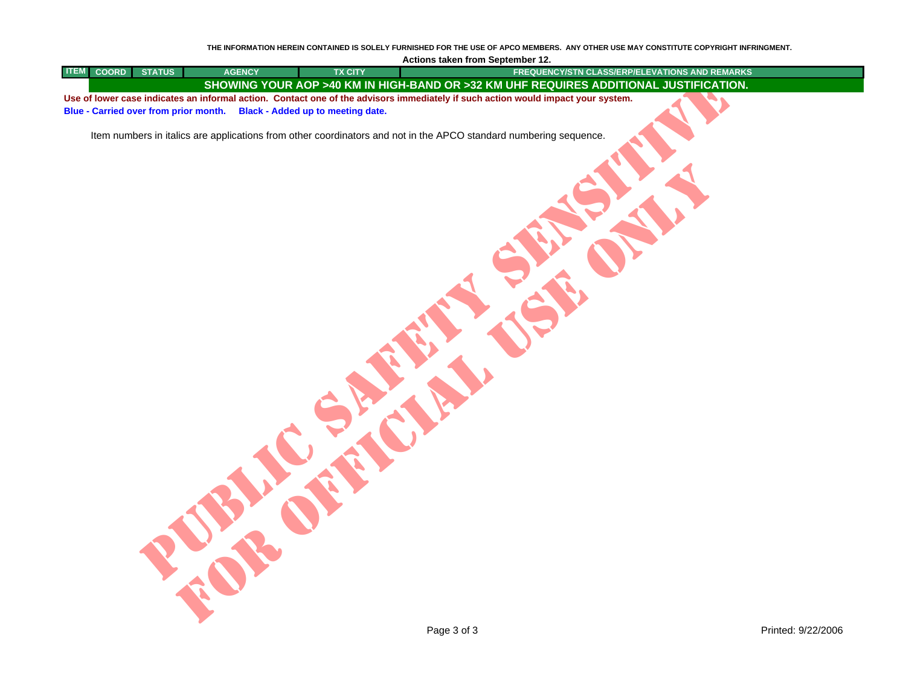**THE INFORMATION HEREIN CONTAINED IS SOLELY FURNISHED FOR THE USE OF APCO MEMBERS. ANY OTHER USE MAY CONSTITUTE COPYRIGHT INFRINGMENT.**

**Actions taken from September 12.**

| ITEM | COORD | STATUS | AGENCY | TX CITY | FREQUENCY/STN CLASS/ERP/ELEVATIONS AND REMARKS |
|---|---|---|---|---|---|
| | **SHOWING YOUR AOP >40 KM IN HIGH-BAND OR >32 KM UHF REQUIRES ADDITIONAL JUSTIFICATION.** | | | | |

**Use of lower case indicates an informal action. Contact one of the advisors immediately if such action would impact your system.**

**Blue - Carried over from prior month.** **Black - Added up to meeting date.**

Item numbers in italics are applications from other coordinators and not in the APCO standard numbering sequence.

PUBLIC SAFETY SENSITIVE
FOR OFFICIAL USE ONLY

Printed: 9/22/2006